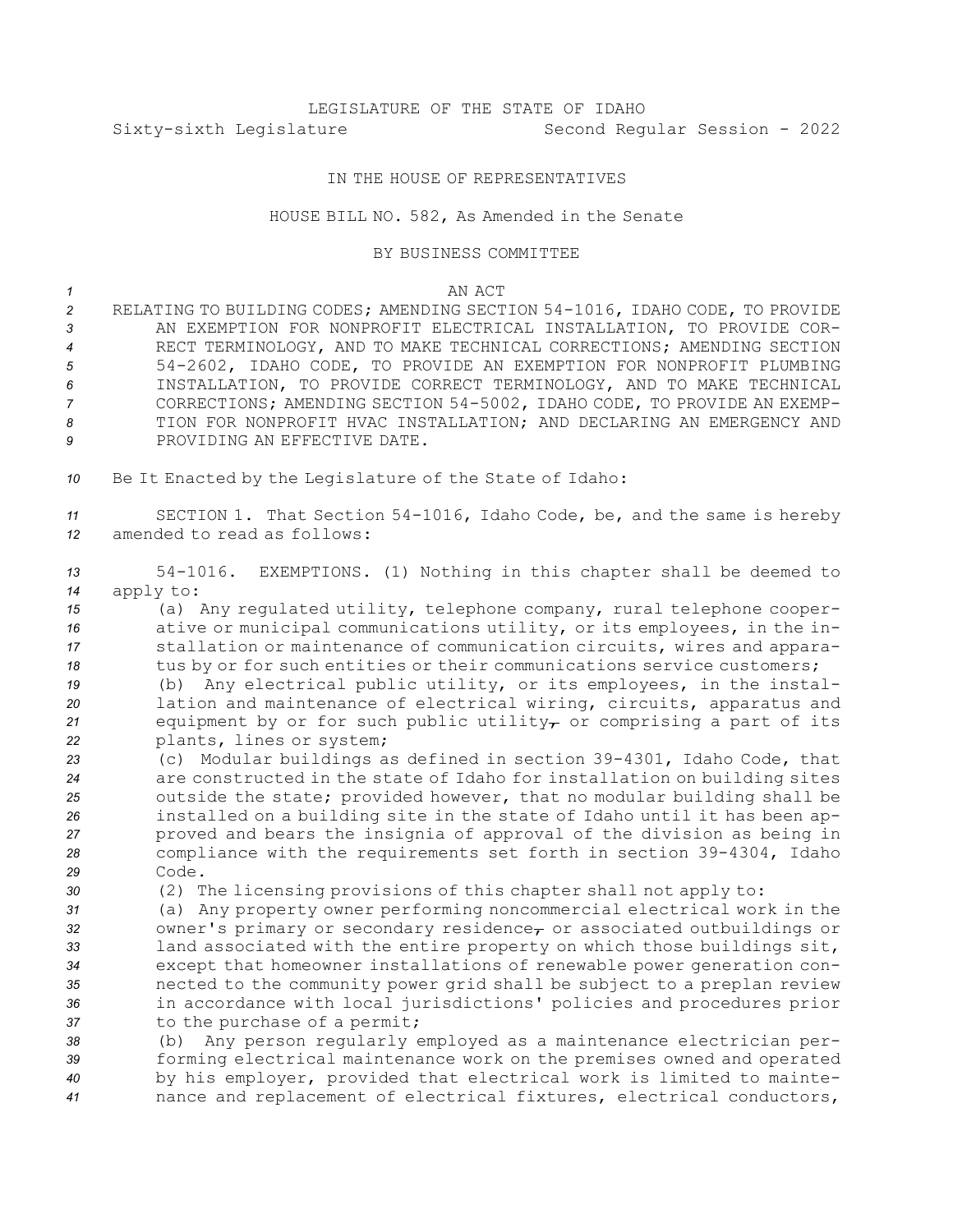LEGISLATURE OF THE STATE OF IDAHO
Sixty-sixth Legislature Second Regular Session - 2022

IN THE HOUSE OF REPRESENTATIVES

HOUSE BILL NO. 582, As Amended in the Senate

BY BUSINESS COMMITTEE

AN ACT

RELATING TO BUILDING CODES; AMENDING SECTION 54-1016, IDAHO CODE, TO PROVIDE AN EXEMPTION FOR NONPROFIT ELECTRICAL INSTALLATION, TO PROVIDE CORRECT TERMINOLOGY, AND TO MAKE TECHNICAL CORRECTIONS; AMENDING SECTION 54-2602, IDAHO CODE, TO PROVIDE AN EXEMPTION FOR NONPROFIT PLUMBING INSTALLATION, TO PROVIDE CORRECT TERMINOLOGY, AND TO MAKE TECHNICAL CORRECTIONS; AMENDING SECTION 54-5002, IDAHO CODE, TO PROVIDE AN EXEMPTION FOR NONPROFIT HVAC INSTALLATION; AND DECLARING AN EMERGENCY AND PROVIDING AN EFFECTIVE DATE.

Be It Enacted by the Legislature of the State of Idaho:

SECTION 1. That Section 54-1016, Idaho Code, be, and the same is hereby amended to read as follows:

54-1016. EXEMPTIONS. (1) Nothing in this chapter shall be deemed to apply to:

(a) Any regulated utility, telephone company, rural telephone cooperative or municipal communications utility, or its employees, in the installation or maintenance of communication circuits, wires and apparatus by or for such entities or their communications service customers;

(b) Any electrical public utility, or its employees, in the installation and maintenance of electrical wiring, circuits, apparatus and equipment by or for such public utility~~,~~ or comprising a part of its plants, lines or system;

(c) Modular buildings as defined in section 39-4301, Idaho Code, that are constructed in the state of Idaho for installation on building sites outside the state; provided however, that no modular building shall be installed on a building site in the state of Idaho until it has been approved and bears the insignia of approval of the division as being in compliance with the requirements set forth in section 39-4304, Idaho Code.

(2) The licensing provisions of this chapter shall not apply to:

(a) Any property owner performing noncommercial electrical work in the owner's primary or secondary residence~~,~~ or associated outbuildings or land associated with the entire property on which those buildings sit, except that homeowner installations of renewable power generation connected to the community power grid shall be subject to a preplan review in accordance with local jurisdictions' policies and procedures prior to the purchase of a permit;

(b) Any person regularly employed as a maintenance electrician performing electrical maintenance work on the premises owned and operated by his employer, provided that electrical work is limited to maintenance and replacement of electrical fixtures, electrical conductors,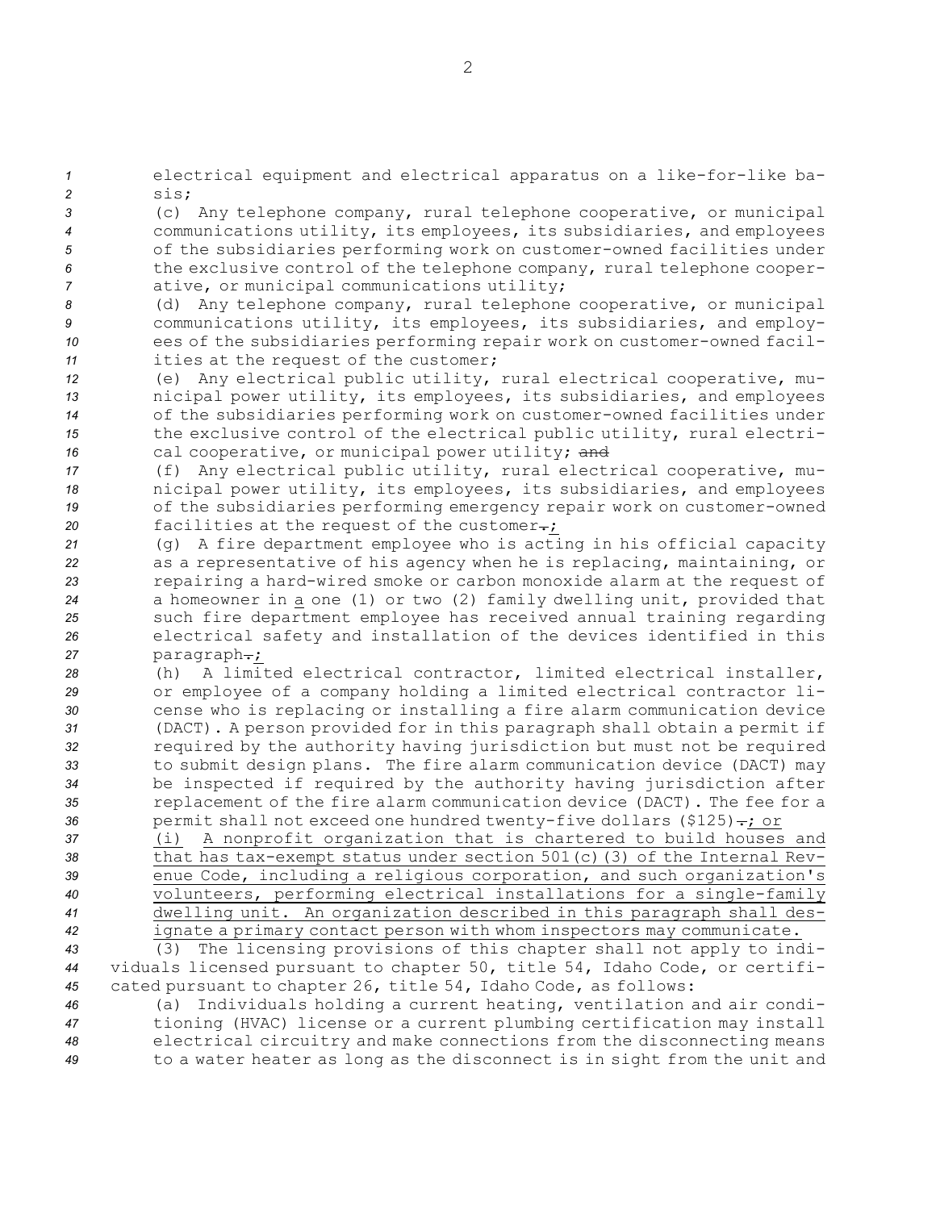electrical equipment and electrical apparatus on a like-for-like basis;

(c) Any telephone company, rural telephone cooperative, or municipal communications utility, its employees, its subsidiaries, and employees of the subsidiaries performing work on customer-owned facilities under the exclusive control of the telephone company, rural telephone cooperative, or municipal communications utility;

(d) Any telephone company, rural telephone cooperative, or municipal communications utility, its employees, its subsidiaries, and employees of the subsidiaries performing repair work on customer-owned facilities at the request of the customer;

(e) Any electrical public utility, rural electrical cooperative, municipal power utility, its employees, its subsidiaries, and employees of the subsidiaries performing work on customer-owned facilities under the exclusive control of the electrical public utility, rural electrical cooperative, or municipal power utility; ~~and~~

(f) Any electrical public utility, rural electrical cooperative, municipal power utility, its employees, its subsidiaries, and employees of the subsidiaries performing emergency repair work on customer-owned facilities at the request of the customer~~.~~;

(g) A fire department employee who is acting in his official capacity as a representative of his agency when he is replacing, maintaining, or repairing a hard-wired smoke or carbon monoxide alarm at the request of a homeowner in a one (1) or two (2) family dwelling unit, provided that such fire department employee has received annual training regarding electrical safety and installation of the devices identified in this paragraph~~.~~;

(h) A limited electrical contractor, limited electrical installer, or employee of a company holding a limited electrical contractor license who is replacing or installing a fire alarm communication device (DACT). A person provided for in this paragraph shall obtain a permit if required by the authority having jurisdiction but must not be required to submit design plans. The fire alarm communication device (DACT) may be inspected if required by the authority having jurisdiction after replacement of the fire alarm communication device (DACT). The fee for a permit shall not exceed one hundred twenty-five dollars ($125)~~.~~; or

(i) A nonprofit organization that is chartered to build houses and that has tax-exempt status under section 501(c)(3) of the Internal Revenue Code, including a religious corporation, and such organization's volunteers, performing electrical installations for a single-family dwelling unit. An organization described in this paragraph shall designate a primary contact person with whom inspectors may communicate.

(3) The licensing provisions of this chapter shall not apply to individuals licensed pursuant to chapter 50, title 54, Idaho Code, or certificated pursuant to chapter 26, title 54, Idaho Code, as follows:

(a) Individuals holding a current heating, ventilation and air conditioning (HVAC) license or a current plumbing certification may install electrical circuitry and make connections from the disconnecting means to a water heater as long as the disconnect is in sight from the unit and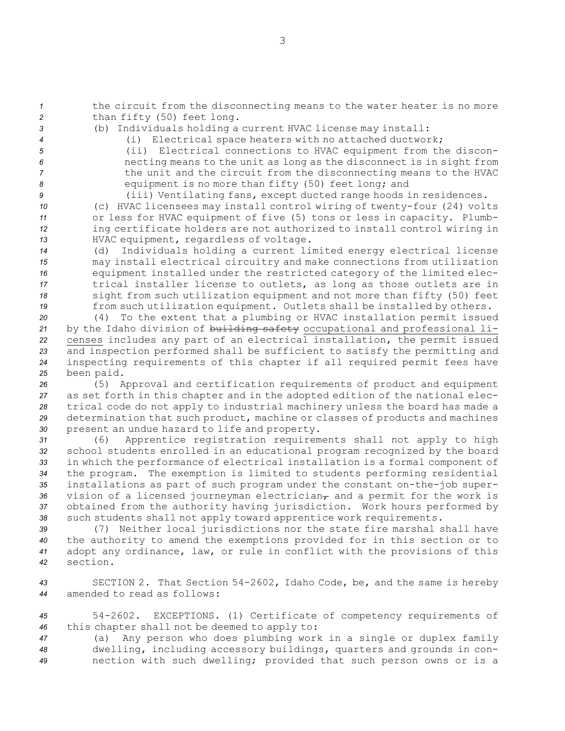the circuit from the disconnecting means to the water heater is no more than fifty (50) feet long.

(b) Individuals holding a current HVAC license may install:

(i) Electrical space heaters with no attached ductwork;

(ii) Electrical connections to HVAC equipment from the disconnecting means to the unit as long as the disconnect is in sight from the unit and the circuit from the disconnecting means to the HVAC equipment is no more than fifty (50) feet long; and

(iii) Ventilating fans, except ducted range hoods in residences.

(c) HVAC licensees may install control wiring of twenty-four (24) volts or less for HVAC equipment of five (5) tons or less in capacity. Plumbing certificate holders are not authorized to install control wiring in HVAC equipment, regardless of voltage.

(d) Individuals holding a current limited energy electrical license may install electrical circuitry and make connections from utilization equipment installed under the restricted category of the limited electrical installer license to outlets, as long as those outlets are in sight from such utilization equipment and not more than fifty (50) feet from such utilization equipment. Outlets shall be installed by others.

(4) To the extent that a plumbing or HVAC installation permit issued by the Idaho division of ~~building safety~~ occupational and professional licenses includes any part of an electrical installation, the permit issued and inspection performed shall be sufficient to satisfy the permitting and inspecting requirements of this chapter if all required permit fees have been paid.

(5) Approval and certification requirements of product and equipment as set forth in this chapter and in the adopted edition of the national electrical code do not apply to industrial machinery unless the board has made a determination that such product, machine or classes of products and machines present an undue hazard to life and property.

(6) Apprentice registration requirements shall not apply to high school students enrolled in an educational program recognized by the board in which the performance of electrical installation is a formal component of the program. The exemption is limited to students performing residential installations as part of such program under the constant on-the-job supervision of a licensed journeyman electrician~~,~~ and a permit for the work is obtained from the authority having jurisdiction. Work hours performed by such students shall not apply toward apprentice work requirements.

(7) Neither local jurisdictions nor the state fire marshal shall have the authority to amend the exemptions provided for in this section or to adopt any ordinance, law, or rule in conflict with the provisions of this section.

SECTION 2. That Section 54-2602, Idaho Code, be, and the same is hereby amended to read as follows:

54-2602. EXCEPTIONS. (1) Certificate of competency requirements of this chapter shall not be deemed to apply to:

(a) Any person who does plumbing work in a single or duplex family dwelling, including accessory buildings, quarters and grounds in connection with such dwelling; provided that such person owns or is a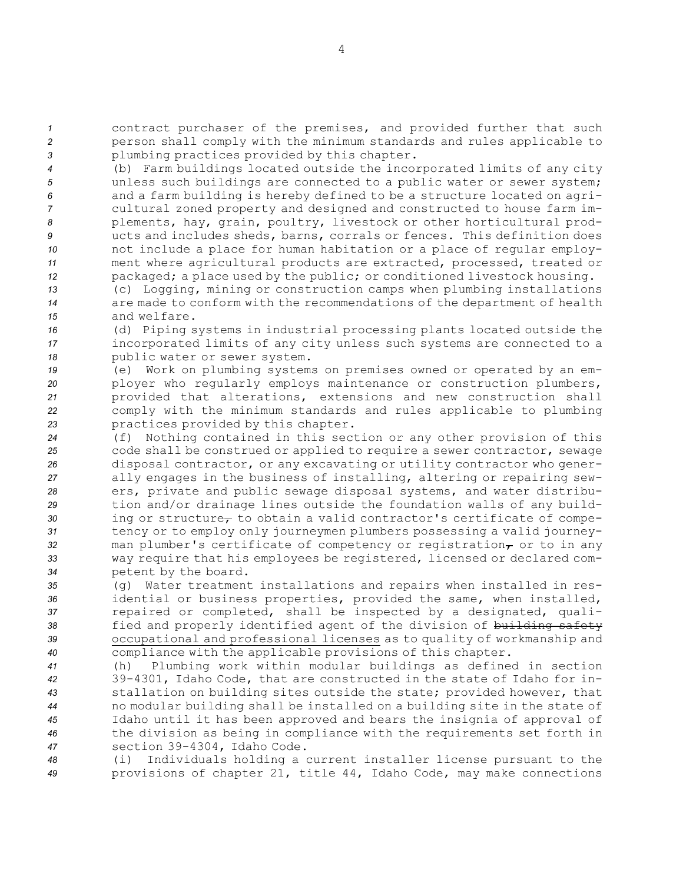contract purchaser of the premises, and provided further that such person shall comply with the minimum standards and rules applicable to plumbing practices provided by this chapter.

(b) Farm buildings located outside the incorporated limits of any city unless such buildings are connected to a public water or sewer system; and a farm building is hereby defined to be a structure located on agricultural zoned property and designed and constructed to house farm implements, hay, grain, poultry, livestock or other horticultural products and includes sheds, barns, corrals or fences. This definition does not include a place for human habitation or a place of regular employment where agricultural products are extracted, processed, treated or packaged; a place used by the public; or conditioned livestock housing.

(c) Logging, mining or construction camps when plumbing installations are made to conform with the recommendations of the department of health and welfare.

(d) Piping systems in industrial processing plants located outside the incorporated limits of any city unless such systems are connected to a public water or sewer system.

(e) Work on plumbing systems on premises owned or operated by an employer who regularly employs maintenance or construction plumbers, provided that alterations, extensions and new construction shall comply with the minimum standards and rules applicable to plumbing practices provided by this chapter.

(f) Nothing contained in this section or any other provision of this code shall be construed or applied to require a sewer contractor, sewage disposal contractor, or any excavating or utility contractor who generally engages in the business of installing, altering or repairing sewers, private and public sewage disposal systems, and water distribution and/or drainage lines outside the foundation walls of any building or structure~~,~~ to obtain a valid contractor's certificate of competency or to employ only journeymen plumbers possessing a valid journeyman plumber's certificate of competency or registration~~,~~ or to in any way require that his employees be registered, licensed or declared competent by the board.

(g) Water treatment installations and repairs when installed in residential or business properties, provided the same, when installed, repaired or completed, shall be inspected by a designated, qualified and properly identified agent of the division of ~~building safety~~ occupational and professional licenses as to quality of workmanship and compliance with the applicable provisions of this chapter.

(h) Plumbing work within modular buildings as defined in section 39-4301, Idaho Code, that are constructed in the state of Idaho for installation on building sites outside the state; provided however, that no modular building shall be installed on a building site in the state of Idaho until it has been approved and bears the insignia of approval of the division as being in compliance with the requirements set forth in section 39-4304, Idaho Code.

(i) Individuals holding a current installer license pursuant to the provisions of chapter 21, title 44, Idaho Code, may make connections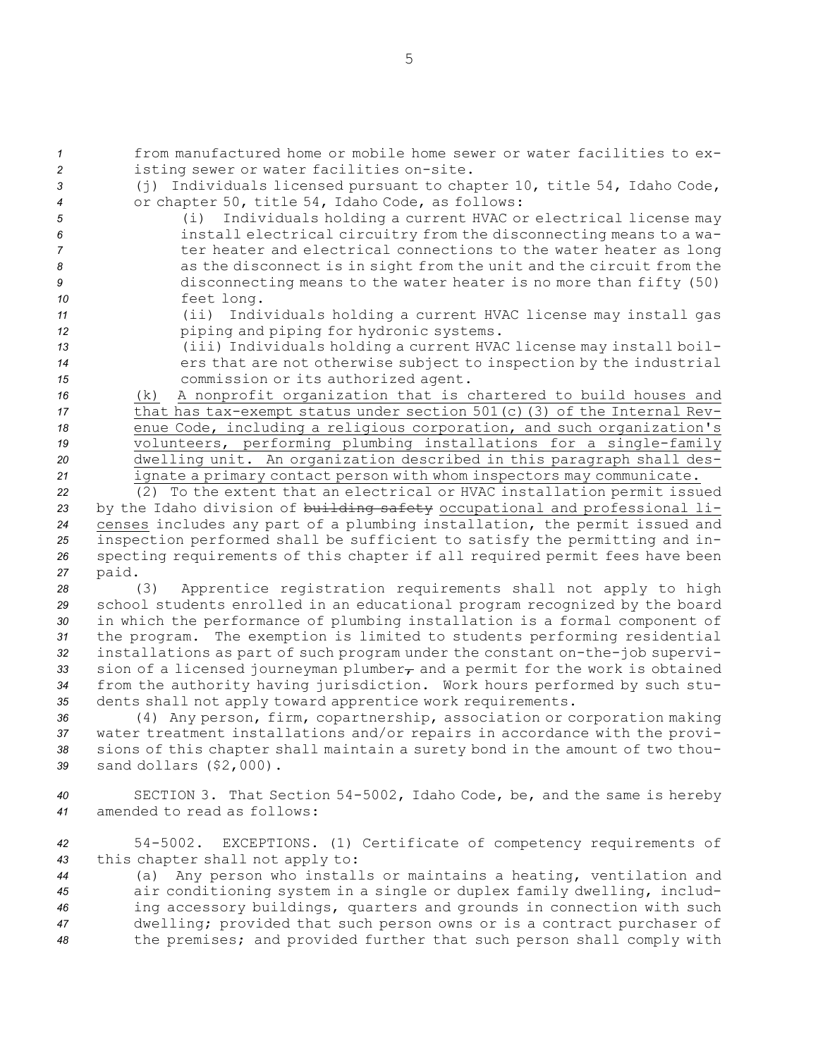from manufactured home or mobile home sewer or water facilities to existing sewer or water facilities on-site.

(j) Individuals licensed pursuant to chapter 10, title 54, Idaho Code, or chapter 50, title 54, Idaho Code, as follows:

(i) Individuals holding a current HVAC or electrical license may install electrical circuitry from the disconnecting means to a water heater and electrical connections to the water heater as long as the disconnect is in sight from the unit and the circuit from the disconnecting means to the water heater is no more than fifty (50) feet long.

(ii) Individuals holding a current HVAC license may install gas piping and piping for hydronic systems.

(iii) Individuals holding a current HVAC license may install boilers that are not otherwise subject to inspection by the industrial commission or its authorized agent.

(k) A nonprofit organization that is chartered to build houses and that has tax-exempt status under section 501(c)(3) of the Internal Revenue Code, including a religious corporation, and such organization's volunteers, performing plumbing installations for a single-family dwelling unit. An organization described in this paragraph shall designate a primary contact person with whom inspectors may communicate.

(2) To the extent that an electrical or HVAC installation permit issued by the Idaho division of ~~building safety~~ occupational and professional licenses includes any part of a plumbing installation, the permit issued and inspection performed shall be sufficient to satisfy the permitting and inspecting requirements of this chapter if all required permit fees have been paid.

(3) Apprentice registration requirements shall not apply to high school students enrolled in an educational program recognized by the board in which the performance of plumbing installation is a formal component of the program. The exemption is limited to students performing residential installations as part of such program under the constant on-the-job supervision of a licensed journeyman plumber~~,~~ and a permit for the work is obtained from the authority having jurisdiction. Work hours performed by such students shall not apply toward apprentice work requirements.

(4) Any person, firm, copartnership, association or corporation making water treatment installations and/or repairs in accordance with the provisions of this chapter shall maintain a surety bond in the amount of two thousand dollars ($2,000).

SECTION 3. That Section 54-5002, Idaho Code, be, and the same is hereby amended to read as follows:

54-5002. EXCEPTIONS. (1) Certificate of competency requirements of this chapter shall not apply to:

(a) Any person who installs or maintains a heating, ventilation and air conditioning system in a single or duplex family dwelling, including accessory buildings, quarters and grounds in connection with such dwelling; provided that such person owns or is a contract purchaser of the premises; and provided further that such person shall comply with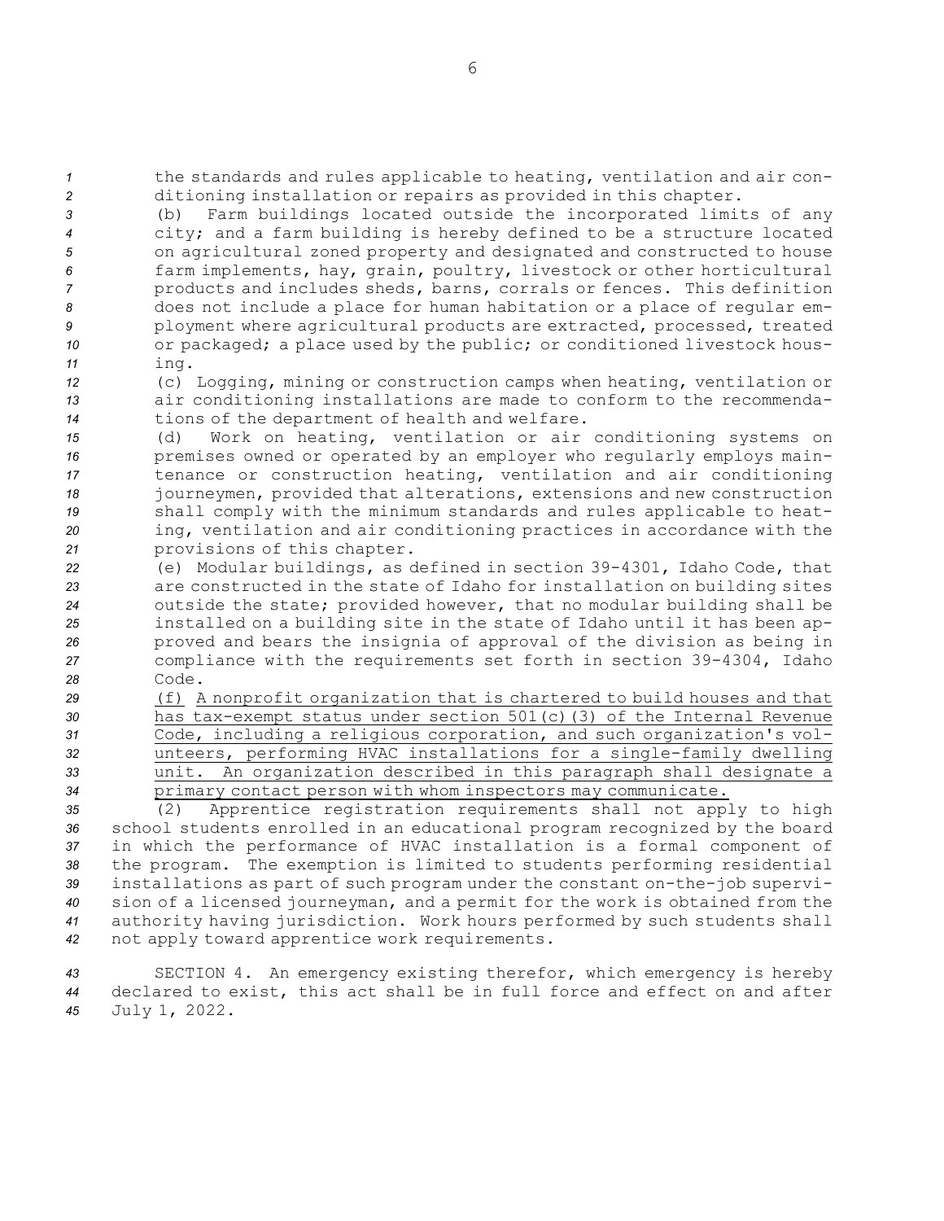the standards and rules applicable to heating, ventilation and air conditioning installation or repairs as provided in this chapter.

(b) Farm buildings located outside the incorporated limits of any city; and a farm building is hereby defined to be a structure located on agricultural zoned property and designated and constructed to house farm implements, hay, grain, poultry, livestock or other horticultural products and includes sheds, barns, corrals or fences. This definition does not include a place for human habitation or a place of regular employment where agricultural products are extracted, processed, treated or packaged; a place used by the public; or conditioned livestock housing.

(c) Logging, mining or construction camps when heating, ventilation or air conditioning installations are made to conform to the recommendations of the department of health and welfare.

(d) Work on heating, ventilation or air conditioning systems on premises owned or operated by an employer who regularly employs maintenance or construction heating, ventilation and air conditioning journeymen, provided that alterations, extensions and new construction shall comply with the minimum standards and rules applicable to heating, ventilation and air conditioning practices in accordance with the provisions of this chapter.

(e) Modular buildings, as defined in section 39-4301, Idaho Code, that are constructed in the state of Idaho for installation on building sites outside the state; provided however, that no modular building shall be installed on a building site in the state of Idaho until it has been approved and bears the insignia of approval of the division as being in compliance with the requirements set forth in section 39-4304, Idaho Code.

<u>(f) A nonprofit organization that is chartered to build houses and that has tax-exempt status under section 501(c)(3) of the Internal Revenue Code, including a religious corporation, and such organization's volunteers, performing HVAC installations for a single-family dwelling unit. An organization described in this paragraph shall designate a primary contact person with whom inspectors may communicate.</u>

(2) Apprentice registration requirements shall not apply to high school students enrolled in an educational program recognized by the board in which the performance of HVAC installation is a formal component of the program. The exemption is limited to students performing residential installations as part of such program under the constant on-the-job supervision of a licensed journeyman, and a permit for the work is obtained from the authority having jurisdiction. Work hours performed by such students shall not apply toward apprentice work requirements.

SECTION 4. An emergency existing therefor, which emergency is hereby declared to exist, this act shall be in full force and effect on and after July 1, 2022.